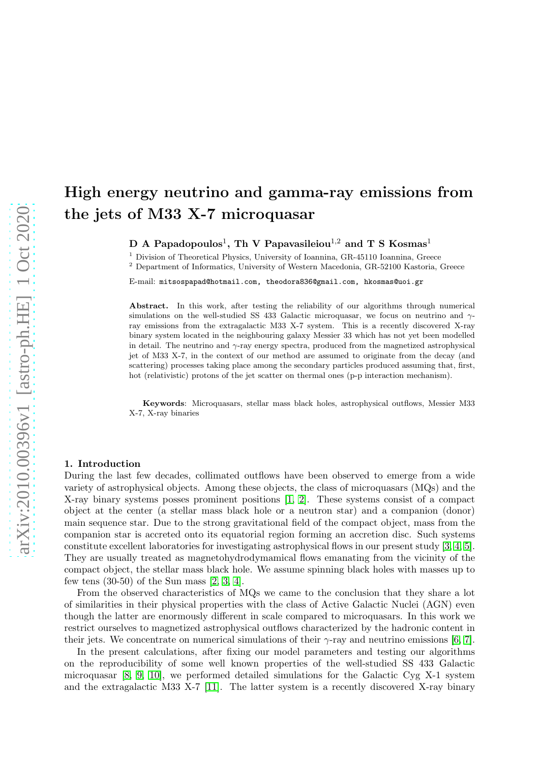# High energy neutrino and gamma-ray emissions from the jets of M33 X-7 microquasar

**D A Papadopoulos**[1], **Th V Papavasileiou**[1,2] **and T S Kosmas**[1]

[1] Division of Theoretical Physics, University of Ioannina, GR-45110 Ioannina, Greece

[2] Department of Informatics, University of Western Macedonia, GR-52100 Kastoria, Greece

E-mail: mitsospapad@hotmail.com, theodora836@gmail.com, hkosmas@uoi.gr

**Abstract.** In this work, after testing the reliability of our algorithms through numerical simulations on the well-studied SS 433 Galactic microquasar, we focus on neutrino and $\gamma$-ray emissions from the extragalactic M33 X-7 system. This is a recently discovered X-ray binary system located in the neighbouring galaxy Messier 33 which has not yet been modelled in detail. The neutrino and $\gamma$-ray energy spectra, produced from the magnetized astrophysical jet of M33 X-7, in the context of our method are assumed to originate from the decay (and scattering) processes taking place among the secondary particles produced assuming that, first, hot (relativistic) protons of the jet scatter on thermal ones (p-p interaction mechanism).

**Keywords**: Microquasars, stellar mass black holes, astrophysical outflows, Messier M33 X-7, X-ray binaries

## 1. Introduction

During the last few decades, collimated outflows have been observed to emerge from a wide variety of astrophysical objects. Among these objects, the class of microquasars (MQs) and the X-ray binary systems posses prominent positions [1, 2]. These systems consist of a compact object at the center (a stellar mass black hole or a neutron star) and a companion (donor) main sequence star. Due to the strong gravitational field of the compact object, mass from the companion star is accreted onto its equatorial region forming an accretion disc. Such systems constitute excellent laboratories for investigating astrophysical flows in our present study [3, 4, 5]. They are usually treated as magnetohydrodymamical flows emanating from the vicinity of the compact object, the stellar mass black hole. We assume spinning black holes with masses up to few tens (30-50) of the Sun mass [2, 3, 4].

From the observed characteristics of MQs we came to the conclusion that they share a lot of similarities in their physical properties with the class of Active Galactic Nuclei (AGN) even though the latter are enormously different in scale compared to microquasars. In this work we restrict ourselves to magnetized astrophysical outflows characterized by the hadronic content in their jets. We concentrate on numerical simulations of their $\gamma$-ray and neutrino emissions [6, 7].

In the present calculations, after fixing our model parameters and testing our algorithms on the reproducibility of some well known properties of the well-studied SS 433 Galactic microquasar [8, 9, 10], we performed detailed simulations for the Galactic Cyg X-1 system and the extragalactic M33 X-7 [11]. The latter system is a recently discovered X-ray binary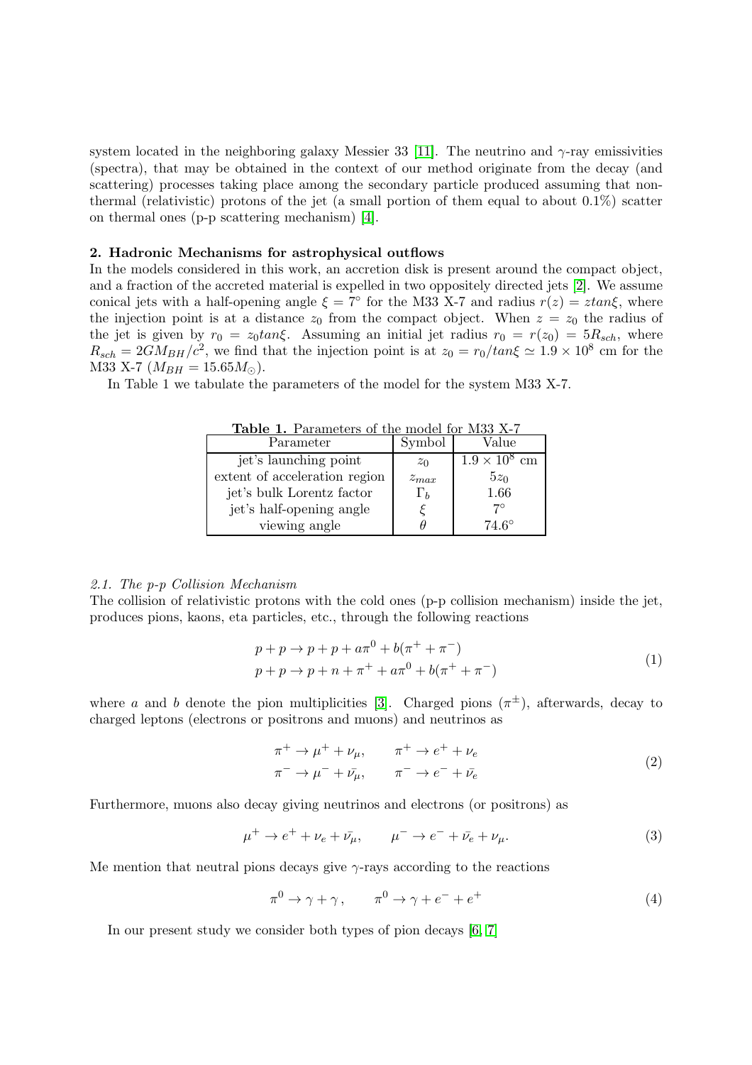system located in the neighboring galaxy Messier 33 [11]. The neutrino and $\gamma$-ray emissivities (spectra), that may be obtained in the context of our method originate from the decay (and scattering) processes taking place among the secondary particle produced assuming that non-thermal (relativistic) protons of the jet (a small portion of them equal to about 0.1%) scatter on thermal ones (p-p scattering mechanism) [4].

## 2. Hadronic Mechanisms for astrophysical outflows

In the models considered in this work, an accretion disk is present around the compact object, and a fraction of the accreted material is expelled in two oppositely directed jets [2]. We assume conical jets with a half-opening angle $\xi = 7^{\circ}$ for the M33 X-7 and radius $r(z) = z tan\xi$, where the injection point is at a distance $z_0$ from the compact object. When $z = z_0$ the radius of the jet is given by $r_0 = z_0 tan\xi$. Assuming an initial jet radius $r_0 = r(z_0) = 5R_{sch}$, where $R_{sch} = 2GM_{BH}/c^2$, we find that the injection point is at $z_0 = r_0/tan\xi \simeq 1.9 \times 10^8$ cm for the M33 X-7 ($M_{BH} = 15.65 M_{\odot}$).

In Table 1 we tabulate the parameters of the model for the system M33 X-7.

**Table 1.** Parameters of the model for M33 X-7

| Parameter | Symbol | Value |
|---|---|---|
| jet's launching point | $z_0$ | $1.9 \times 10^8$ cm |
| extent of acceleration region | $z_{max}$ | $5z_0$ |
| jet's bulk Lorentz factor | $\Gamma_b$ | 1.66 |
| jet's half-opening angle | $\xi$ | $7^{\circ}$ |
| viewing angle | $\theta$ | $74.6^{\circ}$ |

### *2.1. The p-p Collision Mechanism*

The collision of relativistic protons with the cold ones (p-p collision mechanism) inside the jet, produces pions, kaons, eta particles, etc., through the following reactions

$$
\begin{aligned}
p + p &\rightarrow p + p + a\pi^0 + b(\pi^+ + \pi^-) \\
p + p &\rightarrow p + n + \pi^+ + a\pi^0 + b(\pi^+ + \pi^-)
\end{aligned}
\tag{1}
$$

where $a$ and $b$ denote the pion multiplicities [3]. Charged pions ($\pi^{\pm}$), afterwards, decay to charged leptons (electrons or positrons and muons) and neutrinos as

$$
\begin{aligned}
\pi^+ &\rightarrow \mu^+ + \nu_\mu, \qquad \pi^+ \rightarrow e^+ + \nu_e \\
\pi^- &\rightarrow \mu^- + \bar{\nu_\mu}, \qquad \pi^- \rightarrow e^- + \bar{\nu_e}
\end{aligned}
\tag{2}
$$

Furthermore, muons also decay giving neutrinos and electrons (or positrons) as

$$
\mu^+ \rightarrow e^+ + \nu_e + \bar{\nu_\mu}, \qquad \mu^- \rightarrow e^- + \bar{\nu_e} + \nu_\mu. \tag{3}
$$

Me mention that neutral pions decays give $\gamma$-rays according to the reactions

$$
\pi^0 \rightarrow \gamma + \gamma \,, \qquad \pi^0 \rightarrow \gamma + e^- + e^+ \tag{4}
$$

In our present study we consider both types of pion decays [6, 7]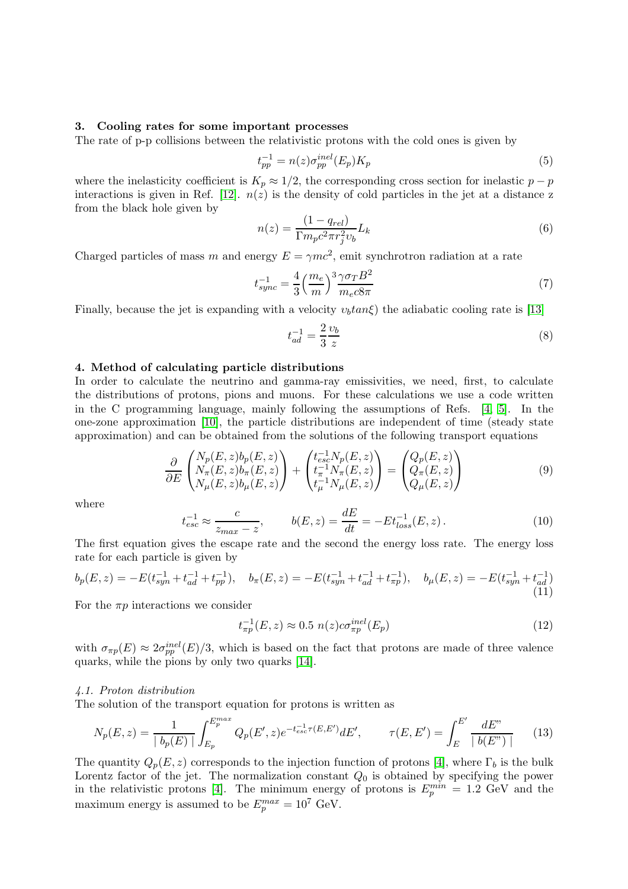## 3. Cooling rates for some important processes

The rate of p-p collisions between the relativistic protons with the cold ones is given by

$$t_{pp}^{-1} = n(z)\sigma_{pp}^{inel}(E_p)K_p \tag{5}$$

where the inelasticity coefficient is $K_p \approx 1/2$, the corresponding cross section for inelastic $p-p$ interactions is given in Ref. [12]. $n(z)$ is the density of cold particles in the jet at a distance z from the black hole given by

$$n(z) = \frac{(1-q_{rel})}{\Gamma m_p c^2 \pi r_j^2 \upsilon_b} L_k \tag{6}$$

Charged particles of mass $m$ and energy $E = \gamma mc^2$, emit synchrotron radiation at a rate

$$t_{sync}^{-1} = \frac{4}{3}\Big(\frac{m_e}{m}\Big)^3 \frac{\gamma \sigma_T B^2}{m_e c 8\pi} \tag{7}$$

Finally, because the jet is expanding with a velocity $\upsilon_b tan\xi$) the adiabatic cooling rate is [13]

$$t_{ad}^{-1} = \frac{2}{3}\frac{\upsilon_b}{z} \tag{8}$$

## 4. Method of calculating particle distributions

In order to calculate the neutrino and gamma-ray emissivities, we need, first, to calculate the distributions of protons, pions and muons. For these calculations we use a code written in the C programming language, mainly following the assumptions of Refs. [4, 5]. In the one-zone approximation [10], the particle distributions are independent of time (steady state approximation) and can be obtained from the solutions of the following transport equations

$$\frac{\partial}{\partial E}\begin{pmatrix} N_p(E,z)b_p(E,z) \\ N_\pi(E,z)b_\pi(E,z) \\ N_\mu(E,z)b_\mu(E,z)\end{pmatrix} + \begin{pmatrix} t_{esc}^{-1}N_p(E,z) \\ t_\pi^{-1}N_\pi(E,z) \\ t_\mu^{-1}N_\mu(E,z)\end{pmatrix} = \begin{pmatrix} Q_p(E,z) \\ Q_\pi(E,z) \\ Q_\mu(E,z)\end{pmatrix} \tag{9}$$

where

$$t_{esc}^{-1} \approx \frac{c}{z_{max}-z}, \qquad b(E,z) = \frac{dE}{dt} = -Et_{loss}^{-1}(E,z)\,. \tag{10}$$

The first equation gives the escape rate and the second the energy loss rate. The energy loss rate for each particle is given by

$$b_p(E,z) = -E(t_{syn}^{-1}+t_{ad}^{-1}+t_{pp}^{-1}), \quad b_\pi(E,z) = -E(t_{syn}^{-1}+t_{ad}^{-1}+t_{\pi p}^{-1}), \quad b_\mu(E,z) = -E(t_{syn}^{-1}+t_{ad}^{-1}) \tag{11}$$

For the $\pi p$ interactions we consider

$$t_{\pi p}^{-1}(E,z) \approx 0.5\ n(z)c\sigma_{\pi p}^{inel}(E_p) \tag{12}$$

with $\sigma_{\pi p}(E) \approx 2\sigma_{pp}^{inel}(E)/3$, which is based on the fact that protons are made of three valence quarks, while the pions by only two quarks [14].

### 4.1. Proton distribution

The solution of the transport equation for protons is written as

$$N_p(E,z) = \frac{1}{\mid b_p(E)\mid}\int_{E_p}^{E_p^{max}} Q_p(E',z)e^{-t_{esc}^{-1}\tau(E,E')}dE', \qquad \tau(E,E') = \int_E^{E'}\frac{dE"}{\mid b(E")\mid} \tag{13}$$

The quantity $Q_p(E,z)$ corresponds to the injection function of protons [4], where $\Gamma_b$ is the bulk Lorentz factor of the jet. The normalization constant $Q_0$ is obtained by specifying the power in the relativistic protons [4]. The minimum energy of protons is $E_p^{min} = 1.2$ GeV and the maximum energy is assumed to be $E_p^{max} = 10^7$ GeV.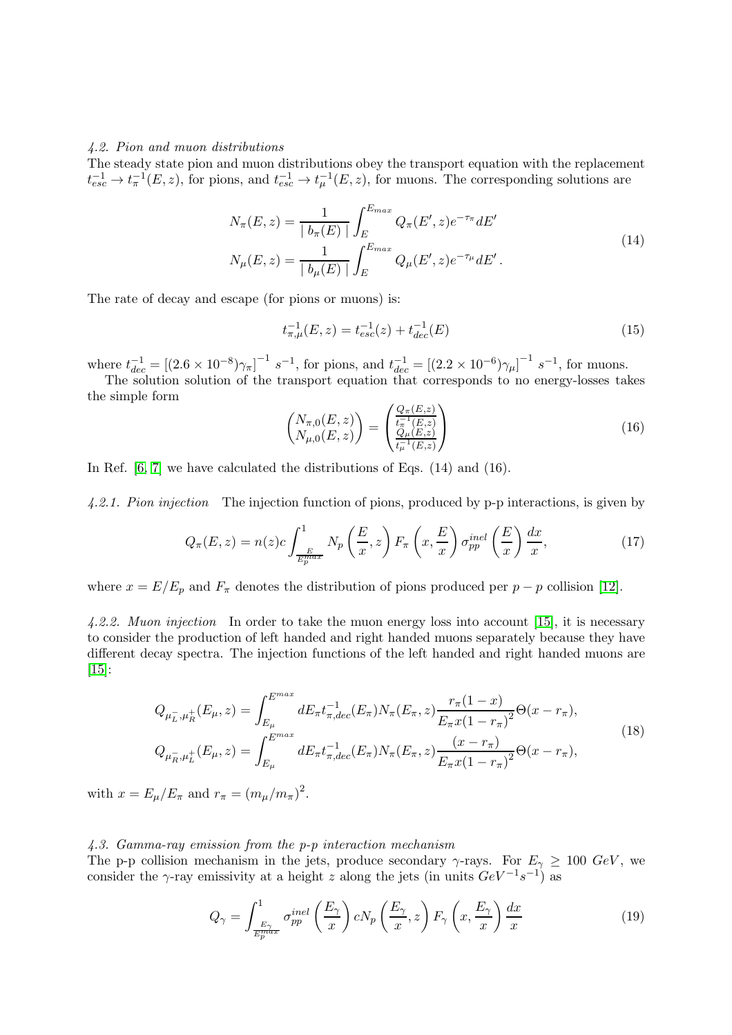### *4.2. Pion and muon distributions*

The steady state pion and muon distributions obey the transport equation with the replacement $t_{esc}^{-1} \to t_{\pi}^{-1}(E,z)$, for pions, and $t_{esc}^{-1} \to t_{\mu}^{-1}(E,z)$, for muons. The corresponding solutions are

$$
\begin{aligned}
N_{\pi}(E,z) &= \frac{1}{\mid b_{\pi}(E) \mid} \int_{E}^{E_{max}} Q_{\pi}(E',z) e^{-\tau_{\pi}} dE' \\
N_{\mu}(E,z) &= \frac{1}{\mid b_{\mu}(E) \mid} \int_{E}^{E_{max}} Q_{\mu}(E',z) e^{-\tau_{\mu}} dE' \,.
\end{aligned}
\tag{14}
$$

The rate of decay and escape (for pions or muons) is:

$$
t_{\pi,\mu}^{-1}(E,z) = t_{esc}^{-1}(z) + t_{dec}^{-1}(E) \tag{15}
$$

where $t_{dec}^{-1} = \left[(2.6 \times 10^{-8})\gamma_{\pi}\right]^{-1} \; s^{-1}$, for pions, and $t_{dec}^{-1} = \left[(2.2 \times 10^{-6})\gamma_{\mu}\right]^{-1} \; s^{-1}$, for muons.

The solution solution of the transport equation that corresponds to no energy-losses takes the simple form

$$
\begin{pmatrix} N_{\pi,0}(E,z) \\ N_{\mu,0}(E,z) \end{pmatrix} = \begin{pmatrix} \frac{Q_{\pi}(E,z)}{t_{\pi}^{-1}(E,z)} \\ \frac{Q_{\mu}(E,z)}{t_{\mu}^{-1}(E,z)} \end{pmatrix} \tag{16}
$$

In Ref. [6, 7] we have calculated the distributions of Eqs. (14) and (16).

*4.2.1. Pion injection* The injection function of pions, produced by p-p interactions, is given by

$$
Q_{\pi}(E,z) = n(z) c \int_{\frac{E}{E_p^{max}}}^{1} N_p\left(\frac{E}{x}, z\right) F_{\pi}\left(x, \frac{E}{x}\right) \sigma_{pp}^{inel}\left(\frac{E}{x}\right) \frac{dx}{x}, \tag{17}
$$

where $x = E/E_p$ and $F_{\pi}$ denotes the distribution of pions produced per $p-p$ collision [12].

*4.2.2. Muon injection* In order to take the muon energy loss into account [15], it is necessary to consider the production of left handed and right handed muons separately because they have different decay spectra. The injection functions of the left handed and right handed muons are [15]:

$$
\begin{aligned}
Q_{\mu_L^-,\mu_R^+}(E_{\mu},z) &= \int_{E_{\mu}}^{E^{max}} dE_{\pi} t_{\pi,dec}^{-1}(E_{\pi}) N_{\pi}(E_{\pi},z) \frac{r_{\pi}(1-x)}{E_{\pi} x (1-r_{\pi})^2} \Theta(x - r_{\pi}), \\
Q_{\mu_R^-,\mu_L^+}(E_{\mu},z) &= \int_{E_{\mu}}^{E^{max}} dE_{\pi} t_{\pi,dec}^{-1}(E_{\pi}) N_{\pi}(E_{\pi},z) \frac{(x - r_{\pi})}{E_{\pi} x (1-r_{\pi})^2} \Theta(x - r_{\pi}),
\end{aligned}
\tag{18}
$$

with $x = E_{\mu}/E_{\pi}$ and $r_{\pi} = (m_{\mu}/m_{\pi})^2$.

### *4.3. Gamma-ray emission from the p-p interaction mechanism*

The p-p collision mechanism in the jets, produce secondary $\gamma$-rays. For $E_{\gamma} \geq 100 \; GeV$, we consider the $\gamma$-ray emissivity at a height $z$ along the jets (in units $GeV^{-1}s^{-1}$) as

$$
Q_{\gamma} = \int_{\frac{E_{\gamma}}{E_p^{max}}}^{1} \sigma_{pp}^{inel}\left(\frac{E_{\gamma}}{x}\right) c N_p\left(\frac{E_{\gamma}}{x}, z\right) F_{\gamma}\left(x, \frac{E_{\gamma}}{x}\right) \frac{dx}{x} \tag{19}
$$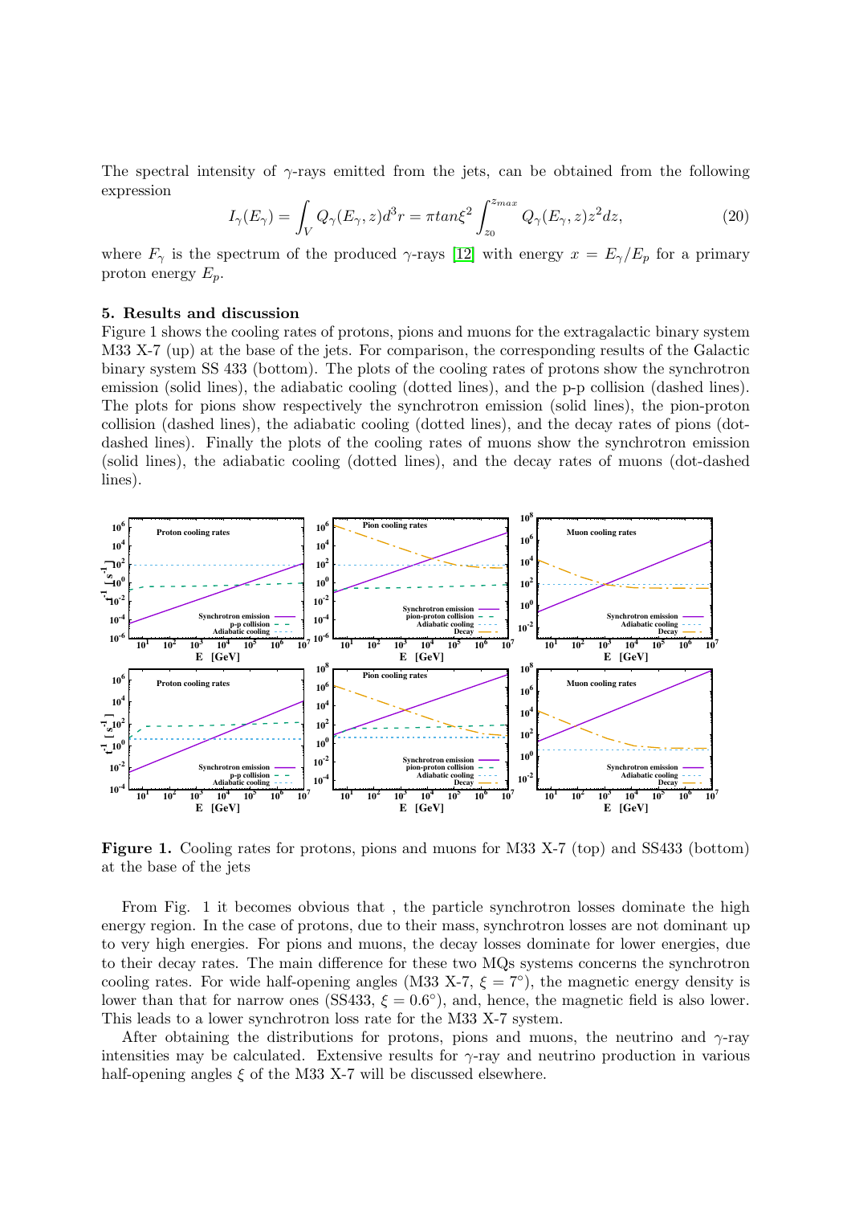The spectral intensity of $\gamma$-rays emitted from the jets, can be obtained from the following expression

$$I_\gamma(E_\gamma) = \int_V Q_\gamma(E_\gamma, z) d^3r = \pi tan\xi^2 \int_{z_0}^{z_{max}} Q_\gamma(E_\gamma, z) z^2 dz, \tag{20}$$

where $F_\gamma$ is the spectrum of the produced $\gamma$-rays [12] with energy $x = E_\gamma/E_p$ for a primary proton energy $E_p$.

## 5. Results and discussion

Figure 1 shows the cooling rates of protons, pions and muons for the extragalactic binary system M33 X-7 (up) at the base of the jets. For comparison, the corresponding results of the Galactic binary system SS 433 (bottom). The plots of the cooling rates of protons show the synchrotron emission (solid lines), the adiabatic cooling (dotted lines), and the p-p collision (dashed lines). The plots for pions show respectively the synchrotron emission (solid lines), the pion-proton collision (dashed lines), the adiabatic cooling (dotted lines), and the decay rates of pions (dot-dashed lines). Finally the plots of the cooling rates of muons show the synchrotron emission (solid lines), the adiabatic cooling (dotted lines), and the decay rates of muons (dot-dashed lines).

**Figure 1.** Cooling rates for protons, pions and muons for M33 X-7 (top) and SS433 (bottom) at the base of the jets

From Fig. 1 it becomes obvious that , the particle synchrotron losses dominate the high energy region. In the case of protons, due to their mass, synchrotron losses are not dominant up to very high energies. For pions and muons, the decay losses dominate for lower energies, due to their decay rates. The main difference for these two MQs systems concerns the synchrotron cooling rates. For wide half-opening angles (M33 X-7, $\xi = 7°$), the magnetic energy density is lower than that for narrow ones (SS433, $\xi = 0.6°$), and, hence, the magnetic field is also lower. This leads to a lower synchrotron loss rate for the M33 X-7 system.

After obtaining the distributions for protons, pions and muons, the neutrino and $\gamma$-ray intensities may be calculated. Extensive results for $\gamma$-ray and neutrino production in various half-opening angles $\xi$ of the M33 X-7 will be discussed elsewhere.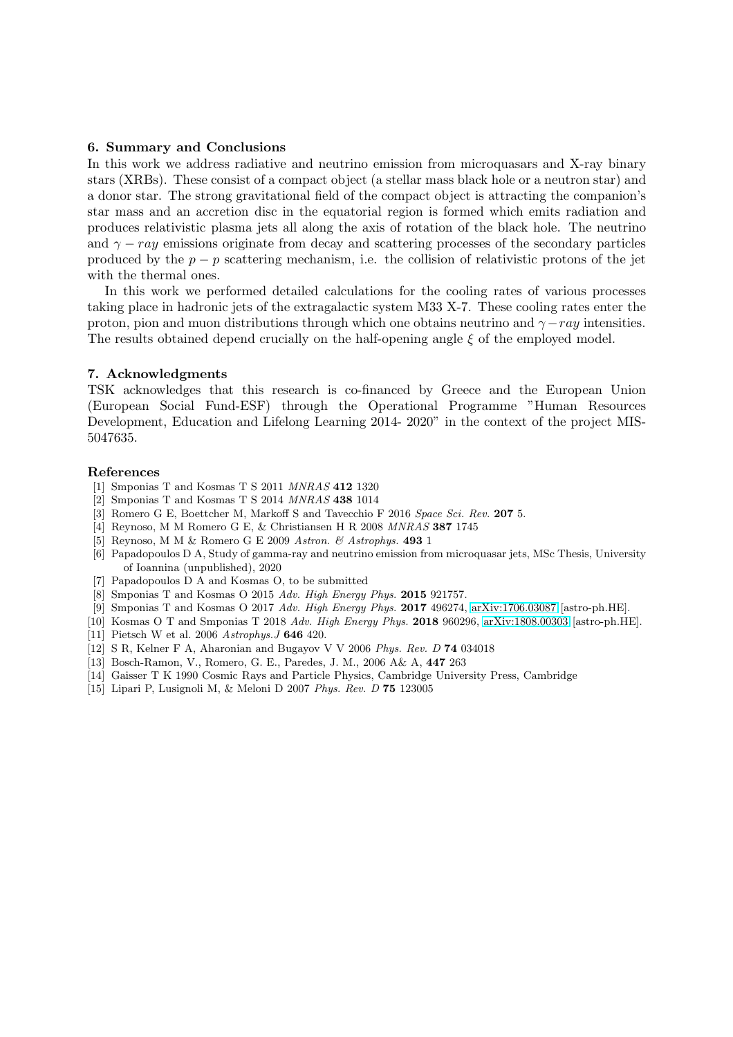## 6. Summary and Conclusions

In this work we address radiative and neutrino emission from microquasars and X-ray binary stars (XRBs). These consist of a compact object (a stellar mass black hole or a neutron star) and a donor star. The strong gravitational field of the compact object is attracting the companion's star mass and an accretion disc in the equatorial region is formed which emits radiation and produces relativistic plasma jets all along the axis of rotation of the black hole. The neutrino and $\gamma - ray$ emissions originate from decay and scattering processes of the secondary particles produced by the $p - p$ scattering mechanism, i.e. the collision of relativistic protons of the jet with the thermal ones.

In this work we performed detailed calculations for the cooling rates of various processes taking place in hadronic jets of the extragalactic system M33 X-7. These cooling rates enter the proton, pion and muon distributions through which one obtains neutrino and $\gamma - ray$ intensities. The results obtained depend crucially on the half-opening angle $\xi$ of the employed model.

## 7. Acknowledgments

TSK acknowledges that this research is co-financed by Greece and the European Union (European Social Fund-ESF) through the Operational Programme "Human Resources Development, Education and Lifelong Learning 2014- 2020" in the context of the project MIS-5047635.

## References

[1] Smponias T and Kosmas T S 2011 *MNRAS* **412** 1320

[2] Smponias T and Kosmas T S 2014 *MNRAS* **438** 1014

[3] Romero G E, Boettcher M, Markoff S and Tavecchio F 2016 *Space Sci. Rev.* **207** 5.

[4] Reynoso, M M Romero G E, & Christiansen H R 2008 *MNRAS* **387** 1745

[5] Reynoso, M M & Romero G E 2009 *Astron. & Astrophys.* **493** 1

[6] Papadopoulos D A, Study of gamma-ray and neutrino emission from microquasar jets, MSc Thesis, University of Ioannina (unpublished), 2020

[7] Papadopoulos D A and Kosmas O, to be submitted

[8] Smponias T and Kosmas O 2015 *Adv. High Energy Phys.* **2015** 921757.

[9] Smponias T and Kosmas O 2017 *Adv. High Energy Phys.* **2017** 496274, arXiv:1706.03087 [astro-ph.HE].

[10] Kosmas O T and Smponias T 2018 *Adv. High Energy Phys.* **2018** 960296, arXiv:1808.00303 [astro-ph.HE].

[11] Pietsch W et al. 2006 *Astrophys.J* **646** 420.

[12] S R, Kelner F A, Aharonian and Bugayov V V 2006 *Phys. Rev. D* **74** 034018

[13] Bosch-Ramon, V., Romero, G. E., Paredes, J. M., 2006 A& A, **447** 263

[14] Gaisser T K 1990 Cosmic Rays and Particle Physics, Cambridge University Press, Cambridge

[15] Lipari P, Lusignoli M, & Meloni D 2007 *Phys. Rev. D* **75** 123005